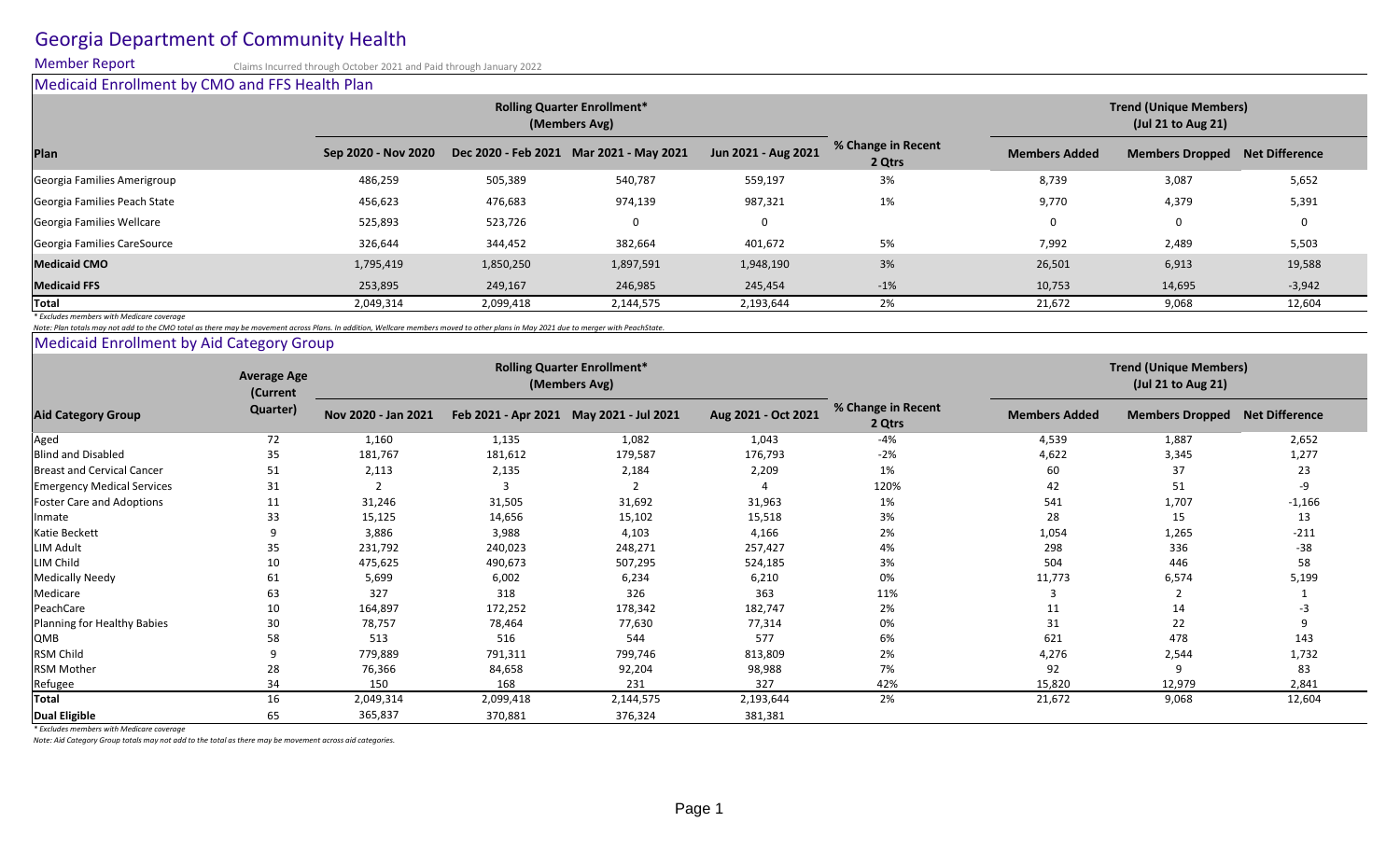# Georgia Department of Community Health

## Member Report

Claims Incurred through October 2021 and Paid through January 2022

### Medicaid Enrollment by CMO and FFS Health Plan

| Plan | Rolling Quarter Enrollment* (Members Avg) | | | | | Trend (Unique Members) (Jul 21 to Aug 21) | | |
|---|---|---|---|---|---|---|---|---|
| | Sep 2020 - Nov 2020 | Dec 2020 - Feb 2021 | Mar 2021 - May 2021 | Jun 2021 - Aug 2021 | % Change in Recent 2 Qtrs | Members Added | Members Dropped | Net Difference |
| Georgia Families Amerigroup | 486,259 | 505,389 | 540,787 | 559,197 | 3% | 8,739 | 3,087 | 5,652 |
| Georgia Families Peach State | 456,623 | 476,683 | 974,139 | 987,321 | 1% | 9,770 | 4,379 | 5,391 |
| Georgia Families Wellcare | 525,893 | 523,726 | 0 | 0 | | 0 | 0 | 0 |
| Georgia Families CareSource | 326,644 | 344,452 | 382,664 | 401,672 | 5% | 7,992 | 2,489 | 5,503 |
| **Medicaid CMO** | 1,795,419 | 1,850,250 | 1,897,591 | 1,948,190 | 3% | 26,501 | 6,913 | 19,588 |
| **Medicaid FFS** | 253,895 | 249,167 | 246,985 | 245,454 | -1% | 10,753 | 14,695 | -3,942 |
| **Total** | 2,049,314 | 2,099,418 | 2,144,575 | 2,193,644 | 2% | 21,672 | 9,068 | 12,604 |

*\* Excludes members with Medicare coverage*

*Note: Plan totals may not add to the CMO total as there may be movement across Plans. In addition, Wellcare members moved to other plans in May 2021 due to merger with PeachState.*

### Medicaid Enrollment by Aid Category Group

| Aid Category Group | Average Age (Current Quarter) | Rolling Quarter Enrollment* (Members Avg) | | | | | Trend (Unique Members) (Jul 21 to Aug 21) | | |
|---|---|---|---|---|---|---|---|---|---|
| | | Nov 2020 - Jan 2021 | Feb 2021 - Apr 2021 | May 2021 - Jul 2021 | Aug 2021 - Oct 2021 | % Change in Recent 2 Qtrs | Members Added | Members Dropped | Net Difference |
| Aged | 72 | 1,160 | 1,135 | 1,082 | 1,043 | -4% | 4,539 | 1,887 | 2,652 |
| Blind and Disabled | 35 | 181,767 | 181,612 | 179,587 | 176,793 | -2% | 4,622 | 3,345 | 1,277 |
| Breast and Cervical Cancer | 51 | 2,113 | 2,135 | 2,184 | 2,209 | 1% | 60 | 37 | 23 |
| Emergency Medical Services | 31 | 2 | 3 | 2 | 4 | 120% | 42 | 51 | -9 |
| Foster Care and Adoptions | 11 | 31,246 | 31,505 | 31,692 | 31,963 | 1% | 541 | 1,707 | -1,166 |
| Inmate | 33 | 15,125 | 14,656 | 15,102 | 15,518 | 3% | 28 | 15 | 13 |
| Katie Beckett | 9 | 3,886 | 3,988 | 4,103 | 4,166 | 2% | 1,054 | 1,265 | -211 |
| LIM Adult | 35 | 231,792 | 240,023 | 248,271 | 257,427 | 4% | 298 | 336 | -38 |
| LIM Child | 10 | 475,625 | 490,673 | 507,295 | 524,185 | 3% | 504 | 446 | 58 |
| Medically Needy | 61 | 5,699 | 6,002 | 6,234 | 6,210 | 0% | 11,773 | 6,574 | 5,199 |
| Medicare | 63 | 327 | 318 | 326 | 363 | 11% | 3 | 2 | 1 |
| PeachCare | 10 | 164,897 | 172,252 | 178,342 | 182,747 | 2% | 11 | 14 | -3 |
| Planning for Healthy Babies | 30 | 78,757 | 78,464 | 77,630 | 77,314 | 0% | 31 | 22 | 9 |
| QMB | 58 | 513 | 516 | 544 | 577 | 6% | 621 | 478 | 143 |
| RSM Child | 9 | 779,889 | 791,311 | 799,746 | 813,809 | 2% | 4,276 | 2,544 | 1,732 |
| RSM Mother | 28 | 76,366 | 84,658 | 92,204 | 98,988 | 7% | 92 | 9 | 83 |
| Refugee | 34 | 150 | 168 | 231 | 327 | 42% | 15,820 | 12,979 | 2,841 |
| **Total** | 16 | 2,049,314 | 2,099,418 | 2,144,575 | 2,193,644 | 2% | 21,672 | 9,068 | 12,604 |
| **Dual Eligible** | 65 | 365,837 | 370,881 | 376,324 | 381,381 | | | | |

*\* Excludes members with Medicare coverage*

*Note: Aid Category Group totals may not add to the total as there may be movement across aid categories.*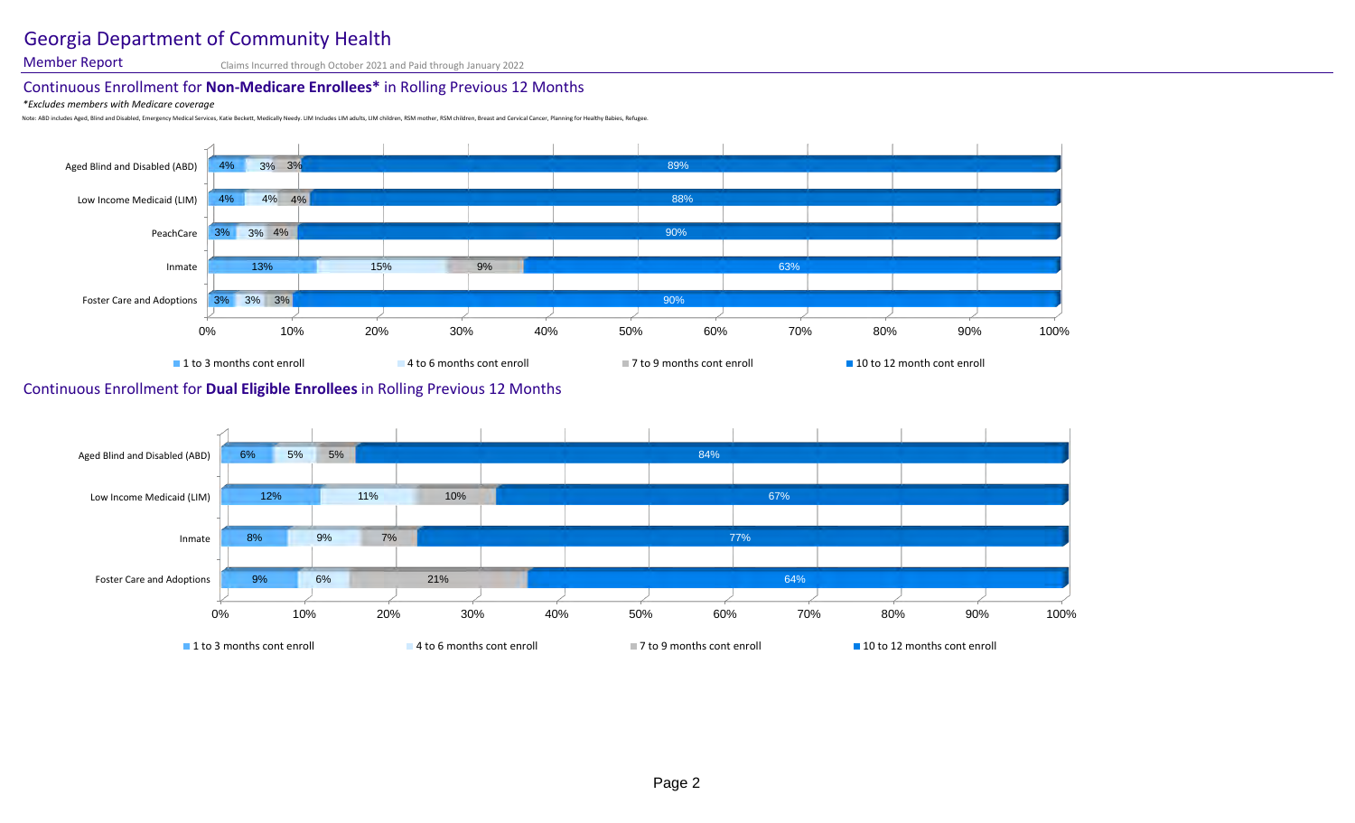# Georgia Department of Community Health

**Member Report**

Claims Incurred through October 2021 and Paid through January 2022

## Continuous Enrollment for **Non-Medicare Enrollees*** in Rolling Previous 12 Months

*\*Excludes members with Medicare coverage*

Note: ABD includes Aged, Blind and Disabled, Emergency Medical Services, Katie Beckett, Medically Needy. LIM includes LIM adults, LIM children, RSM mother, RSM children, Breast and Cervical Cancer, Planning for Healthy Babies, Refugee.

| | 1 to 3 months cont enroll | 4 to 6 months cont enroll | 7 to 9 months cont enroll | 10 to 12 month cont enroll |
|---|---|---|---|---|
| Aged Blind and Disabled (ABD) | 4% | 3% | 3% | 89% |
| Low Income Medicaid (LIM) | 4% | 4% | 4% | 88% |
| PeachCare | 3% | 3% | 4% | 90% |
| Inmate | 13% | 15% | 9% | 63% |
| Foster Care and Adoptions | 3% | 3% | 3% | 90% |

## Continuous Enrollment for **Dual Eligible Enrollees** in Rolling Previous 12 Months

| | 1 to 3 months cont enroll | 4 to 6 months cont enroll | 7 to 9 months cont enroll | 10 to 12 months cont enroll |
|---|---|---|---|---|
| Aged Blind and Disabled (ABD) | 6% | 5% | 5% | 84% |
| Low Income Medicaid (LIM) | 12% | 11% | 10% | 67% |
| Inmate | 8% | 9% | 7% | 77% |
| Foster Care and Adoptions | 9% | 6% | 21% | 64% |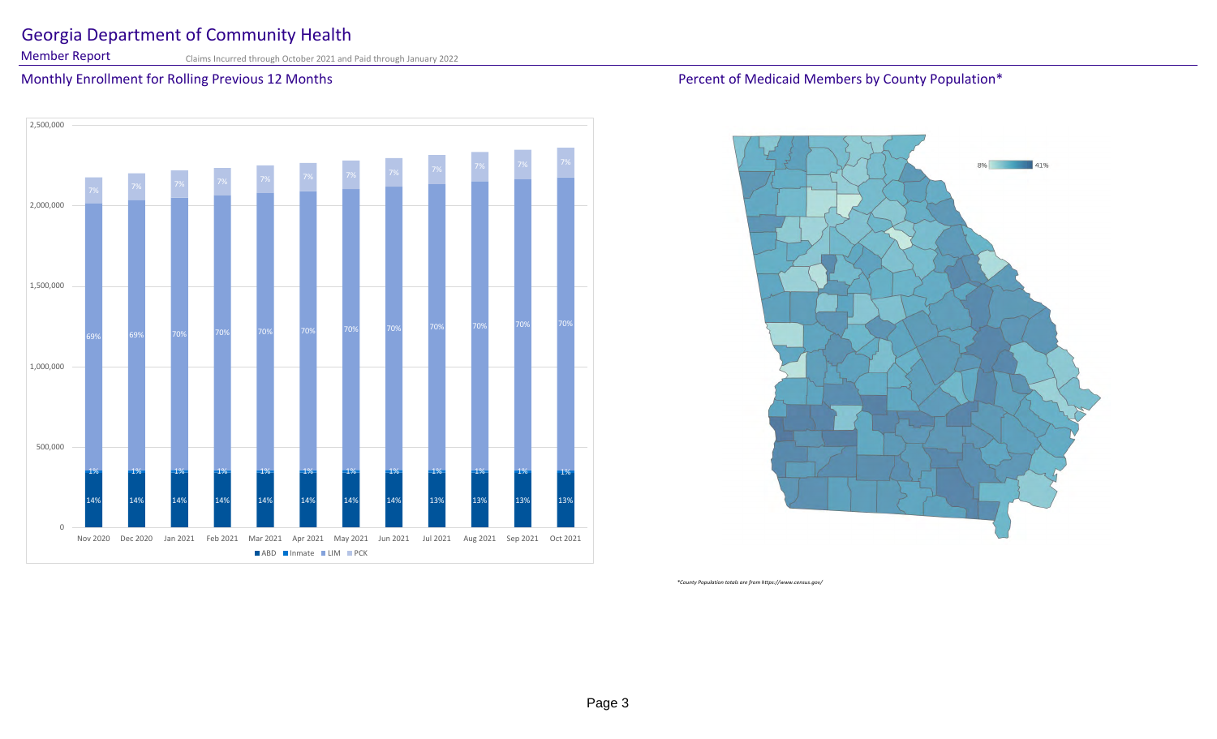# Georgia Department of Community Health

## Member Report

Claims Incurred through October 2021 and Paid through January 2022

### Monthly Enrollment for Rolling Previous 12 Months

2,500,000
2,000,000
1,500,000
1,000,000
500,000
0

Nov 2020: 7%, 69%, 1%, 14%
Dec 2020: 7%, 69%, 1%, 14%
Jan 2021: 7%, 70%, 1%, 14%
Feb 2021: 7%, 70%, 1%, 14%
Mar 2021: 7%, 70%, 1%, 14%
Apr 2021: 7%, 70%, 1%, 14%
May 2021: 7%, 70%, 1%, 14%
Jun 2021: 7%, 70%, 1%, 14%
Jul 2021: 7%, 70%, 1%, 13%
Aug 2021: 7%, 70%, 1%, 13%
Sep 2021: 7%, 70%, 1%, 13%
Oct 2021: 7%, 70%, 1%, 13%

ABD, Inmate, LIM, PCK

### Percent of Medicaid Members by County Population*

8% – 41%

*County Population totals are from https://www.census.gov/